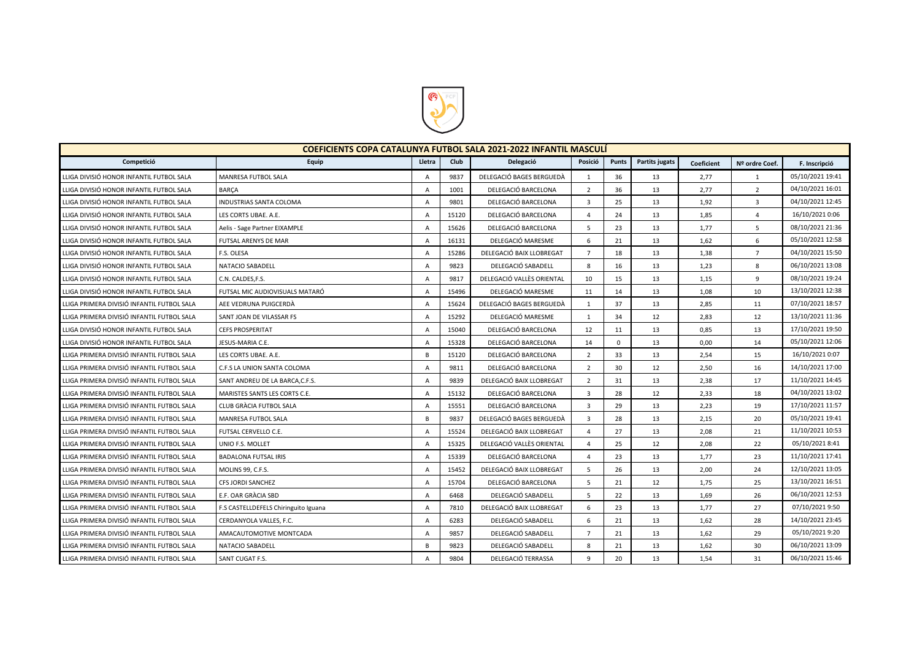| COEFICIENTS COPA CATALUNYA FUTBOL SALA 2021-2022 INFANTIL MASCULÍ | | | | | | | | | | |
|---|---|---|---|---|---|---|---|---|---|---|
| Competició | Equip | Lletra | Club | Delegació | Posició | Punts | Partits jugats | Coeficient | Nº ordre Coef. | F. Inscripció |
| LLIGA DIVISIÓ HONOR INFANTIL FUTBOL SALA | MANRESA FUTBOL SALA | A | 9837 | DELEGACIÓ BAGES BERGUEDÀ | 1 | 36 | 13 | 2,77 | 1 | 05/10/2021 19:41 |
| LLIGA DIVISIÓ HONOR INFANTIL FUTBOL SALA | BARÇA | A | 1001 | DELEGACIÓ BARCELONA | 2 | 36 | 13 | 2,77 | 2 | 04/10/2021 16:01 |
| LLIGA DIVISIÓ HONOR INFANTIL FUTBOL SALA | INDUSTRIAS SANTA COLOMA | A | 9801 | DELEGACIÓ BARCELONA | 3 | 25 | 13 | 1,92 | 3 | 04/10/2021 12:45 |
| LLIGA DIVISIÓ HONOR INFANTIL FUTBOL SALA | LES CORTS UBAE. A.E. | A | 15120 | DELEGACIÓ BARCELONA | 4 | 24 | 13 | 1,85 | 4 | 16/10/2021 0:06 |
| LLIGA DIVISIÓ HONOR INFANTIL FUTBOL SALA | Aelis - Sage Partner EIXAMPLE | A | 15626 | DELEGACIÓ BARCELONA | 5 | 23 | 13 | 1,77 | 5 | 08/10/2021 21:36 |
| LLIGA DIVISIÓ HONOR INFANTIL FUTBOL SALA | FUTSAL ARENYS DE MAR | A | 16131 | DELEGACIÓ MARESME | 6 | 21 | 13 | 1,62 | 6 | 05/10/2021 12:58 |
| LLIGA DIVISIÓ HONOR INFANTIL FUTBOL SALA | F.S. OLESA | A | 15286 | DELEGACIÓ BAIX LLOBREGAT | 7 | 18 | 13 | 1,38 | 7 | 04/10/2021 15:50 |
| LLIGA DIVISIÓ HONOR INFANTIL FUTBOL SALA | NATACIO SABADELL | A | 9823 | DELEGACIÓ SABADELL | 8 | 16 | 13 | 1,23 | 8 | 06/10/2021 13:08 |
| LLIGA DIVISIÓ HONOR INFANTIL FUTBOL SALA | C.N. CALDES,F.S. | A | 9817 | DELEGACIÓ VALLÈS ORIENTAL | 10 | 15 | 13 | 1,15 | 9 | 08/10/2021 19:24 |
| LLIGA DIVISIÓ HONOR INFANTIL FUTBOL SALA | FUTSAL MIC AUDIOVISUALS MATARÓ | A | 15496 | DELEGACIÓ MARESME | 11 | 14 | 13 | 1,08 | 10 | 13/10/2021 12:38 |
| LLIGA PRIMERA DIVISIÓ INFANTIL FUTBOL SALA | AEE VEDRUNA PUIGCERDÀ | A | 15624 | DELEGACIÓ BAGES BERGUEDÀ | 1 | 37 | 13 | 2,85 | 11 | 07/10/2021 18:57 |
| LLIGA PRIMERA DIVISIÓ INFANTIL FUTBOL SALA | SANT JOAN DE VILASSAR FS | A | 15292 | DELEGACIÓ MARESME | 1 | 34 | 12 | 2,83 | 12 | 13/10/2021 11:36 |
| LLIGA DIVISIÓ HONOR INFANTIL FUTBOL SALA | CEFS PROSPERITAT | A | 15040 | DELEGACIÓ BARCELONA | 12 | 11 | 13 | 0,85 | 13 | 17/10/2021 19:50 |
| LLIGA DIVISIÓ HONOR INFANTIL FUTBOL SALA | JESUS-MARIA C.E. | A | 15328 | DELEGACIÓ BARCELONA | 14 | 0 | 13 | 0,00 | 14 | 05/10/2021 12:06 |
| LLIGA PRIMERA DIVISIÓ INFANTIL FUTBOL SALA | LES CORTS UBAE. A.E. | B | 15120 | DELEGACIÓ BARCELONA | 2 | 33 | 13 | 2,54 | 15 | 16/10/2021 0:07 |
| LLIGA PRIMERA DIVISIÓ INFANTIL FUTBOL SALA | C.F.S LA UNION SANTA COLOMA | A | 9811 | DELEGACIÓ BARCELONA | 2 | 30 | 12 | 2,50 | 16 | 14/10/2021 17:00 |
| LLIGA PRIMERA DIVISIÓ INFANTIL FUTBOL SALA | SANT ANDREU DE LA BARCA,C.F.S. | A | 9839 | DELEGACIÓ BAIX LLOBREGAT | 2 | 31 | 13 | 2,38 | 17 | 11/10/2021 14:45 |
| LLIGA PRIMERA DIVISIÓ INFANTIL FUTBOL SALA | MARISTES SANTS LES CORTS C.E. | A | 15132 | DELEGACIÓ BARCELONA | 3 | 28 | 12 | 2,33 | 18 | 04/10/2021 13:02 |
| LLIGA PRIMERA DIVISIÓ INFANTIL FUTBOL SALA | CLUB GRÀCIA FUTBOL SALA | A | 15551 | DELEGACIÓ BARCELONA | 3 | 29 | 13 | 2,23 | 19 | 17/10/2021 11:57 |
| LLIGA PRIMERA DIVISIÓ INFANTIL FUTBOL SALA | MANRESA FUTBOL SALA | B | 9837 | DELEGACIÓ BAGES BERGUEDÀ | 3 | 28 | 13 | 2,15 | 20 | 05/10/2021 19:41 |
| LLIGA PRIMERA DIVISIÓ INFANTIL FUTBOL SALA | FUTSAL CERVELLO C.E. | A | 15524 | DELEGACIÓ BAIX LLOBREGAT | 4 | 27 | 13 | 2,08 | 21 | 11/10/2021 10:53 |
| LLIGA PRIMERA DIVISIÓ INFANTIL FUTBOL SALA | UNIO F.S. MOLLET | A | 15325 | DELEGACIÓ VALLÈS ORIENTAL | 4 | 25 | 12 | 2,08 | 22 | 05/10/2021 8:41 |
| LLIGA PRIMERA DIVISIÓ INFANTIL FUTBOL SALA | BADALONA FUTSAL IRIS | A | 15339 | DELEGACIÓ BARCELONA | 4 | 23 | 13 | 1,77 | 23 | 11/10/2021 17:41 |
| LLIGA PRIMERA DIVISIÓ INFANTIL FUTBOL SALA | MOLINS 99, C.F.S. | A | 15452 | DELEGACIÓ BAIX LLOBREGAT | 5 | 26 | 13 | 2,00 | 24 | 12/10/2021 13:05 |
| LLIGA PRIMERA DIVISIÓ INFANTIL FUTBOL SALA | CFS JORDI SANCHEZ | A | 15704 | DELEGACIÓ BARCELONA | 5 | 21 | 12 | 1,75 | 25 | 13/10/2021 16:51 |
| LLIGA PRIMERA DIVISIÓ INFANTIL FUTBOL SALA | E.F. OAR GRÀCIA SBD | A | 6468 | DELEGACIÓ SABADELL | 5 | 22 | 13 | 1,69 | 26 | 06/10/2021 12:53 |
| LLIGA PRIMERA DIVISIÓ INFANTIL FUTBOL SALA | F.S CASTELLDEFELS Chiringuito Iguana | A | 7810 | DELEGACIÓ BAIX LLOBREGAT | 6 | 23 | 13 | 1,77 | 27 | 07/10/2021 9:50 |
| LLIGA PRIMERA DIVISIÓ INFANTIL FUTBOL SALA | CERDANYOLA VALLES, F.C. | A | 6283 | DELEGACIÓ SABADELL | 6 | 21 | 13 | 1,62 | 28 | 14/10/2021 23:45 |
| LLIGA PRIMERA DIVISIÓ INFANTIL FUTBOL SALA | AMACAUTOMOTIVE MONTCADA | A | 9857 | DELEGACIÓ SABADELL | 7 | 21 | 13 | 1,62 | 29 | 05/10/2021 9:20 |
| LLIGA PRIMERA DIVISIÓ INFANTIL FUTBOL SALA | NATACIO SABADELL | B | 9823 | DELEGACIÓ SABADELL | 8 | 21 | 13 | 1,62 | 30 | 06/10/2021 13:09 |
| LLIGA PRIMERA DIVISIÓ INFANTIL FUTBOL SALA | SANT CUGAT F.S. | A | 9804 | DELEGACIÓ TERRASSA | 9 | 20 | 13 | 1,54 | 31 | 06/10/2021 15:46 |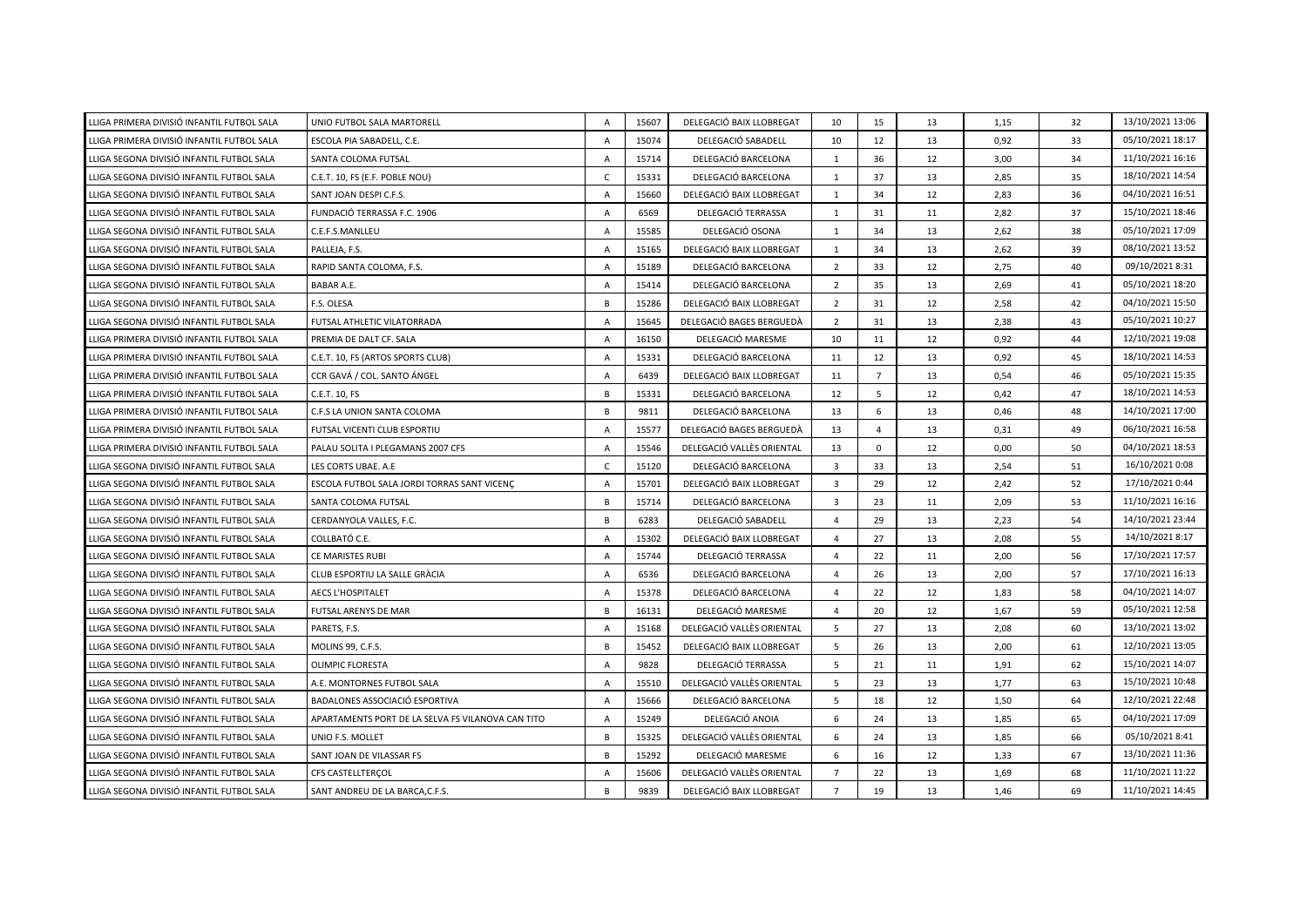| | | | | | | | | | | |
|---|---|---|---|---|---|---|---|---|---|---|
| LLIGA PRIMERA DIVISIÓ INFANTIL FUTBOL SALA | UNIO FUTBOL SALA MARTORELL | A | 15607 | DELEGACIÓ BAIX LLOBREGAT | 10 | 15 | 13 | 1,15 | 32 | 13/10/2021 13:06 |
| LLIGA PRIMERA DIVISIÓ INFANTIL FUTBOL SALA | ESCOLA PIA SABADELL, C.E. | A | 15074 | DELEGACIÓ SABADELL | 10 | 12 | 13 | 0,92 | 33 | 05/10/2021 18:17 |
| LLIGA SEGONA DIVISIÓ INFANTIL FUTBOL SALA | SANTA COLOMA FUTSAL | A | 15714 | DELEGACIÓ BARCELONA | 1 | 36 | 12 | 3,00 | 34 | 11/10/2021 16:16 |
| LLIGA SEGONA DIVISIÓ INFANTIL FUTBOL SALA | C.E.T. 10, FS (E.F. POBLE NOU) | C | 15331 | DELEGACIÓ BARCELONA | 1 | 37 | 13 | 2,85 | 35 | 18/10/2021 14:54 |
| LLIGA SEGONA DIVISIÓ INFANTIL FUTBOL SALA | SANT JOAN DESPI C.F.S. | A | 15660 | DELEGACIÓ BAIX LLOBREGAT | 1 | 34 | 12 | 2,83 | 36 | 04/10/2021 16:51 |
| LLIGA SEGONA DIVISIÓ INFANTIL FUTBOL SALA | FUNDACIÓ TERRASSA F.C. 1906 | A | 6569 | DELEGACIÓ TERRASSA | 1 | 31 | 11 | 2,82 | 37 | 15/10/2021 18:46 |
| LLIGA SEGONA DIVISIÓ INFANTIL FUTBOL SALA | C.E.F.S.MANLLEU | A | 15585 | DELEGACIÓ OSONA | 1 | 34 | 13 | 2,62 | 38 | 05/10/2021 17:09 |
| LLIGA SEGONA DIVISIÓ INFANTIL FUTBOL SALA | PALLEJA, F.S. | A | 15165 | DELEGACIÓ BAIX LLOBREGAT | 1 | 34 | 13 | 2,62 | 39 | 08/10/2021 13:52 |
| LLIGA SEGONA DIVISIÓ INFANTIL FUTBOL SALA | RAPID SANTA COLOMA, F.S. | A | 15189 | DELEGACIÓ BARCELONA | 2 | 33 | 12 | 2,75 | 40 | 09/10/2021 8:31 |
| LLIGA SEGONA DIVISIÓ INFANTIL FUTBOL SALA | BABAR A.E. | A | 15414 | DELEGACIÓ BARCELONA | 2 | 35 | 13 | 2,69 | 41 | 05/10/2021 18:20 |
| LLIGA SEGONA DIVISIÓ INFANTIL FUTBOL SALA | F.S. OLESA | B | 15286 | DELEGACIÓ BAIX LLOBREGAT | 2 | 31 | 12 | 2,58 | 42 | 04/10/2021 15:50 |
| LLIGA SEGONA DIVISIÓ INFANTIL FUTBOL SALA | FUTSAL ATHLETIC VILATORRADA | A | 15645 | DELEGACIÓ BAGES BERGUEDÀ | 2 | 31 | 13 | 2,38 | 43 | 05/10/2021 10:27 |
| LLIGA PRIMERA DIVISIÓ INFANTIL FUTBOL SALA | PREMIA DE DALT CF. SALA | A | 16150 | DELEGACIÓ MARESME | 10 | 11 | 12 | 0,92 | 44 | 12/10/2021 19:08 |
| LLIGA PRIMERA DIVISIÓ INFANTIL FUTBOL SALA | C.E.T. 10, FS (ARTOS SPORTS CLUB) | A | 15331 | DELEGACIÓ BARCELONA | 11 | 12 | 13 | 0,92 | 45 | 18/10/2021 14:53 |
| LLIGA PRIMERA DIVISIÓ INFANTIL FUTBOL SALA | CCR GAVÁ / COL. SANTO ÁNGEL | A | 6439 | DELEGACIÓ BAIX LLOBREGAT | 11 | 7 | 13 | 0,54 | 46 | 05/10/2021 15:35 |
| LLIGA PRIMERA DIVISIÓ INFANTIL FUTBOL SALA | C.E.T. 10, FS | B | 15331 | DELEGACIÓ BARCELONA | 12 | 5 | 12 | 0,42 | 47 | 18/10/2021 14:53 |
| LLIGA PRIMERA DIVISIÓ INFANTIL FUTBOL SALA | C.F.S LA UNION SANTA COLOMA | B | 9811 | DELEGACIÓ BARCELONA | 13 | 6 | 13 | 0,46 | 48 | 14/10/2021 17:00 |
| LLIGA PRIMERA DIVISIÓ INFANTIL FUTBOL SALA | FUTSAL VICENTI CLUB ESPORTIU | A | 15577 | DELEGACIÓ BAGES BERGUEDÀ | 13 | 4 | 13 | 0,31 | 49 | 06/10/2021 16:58 |
| LLIGA PRIMERA DIVISIÓ INFANTIL FUTBOL SALA | PALAU SOLITA I PLEGAMANS 2007 CFS | A | 15546 | DELEGACIÓ VALLÈS ORIENTAL | 13 | 0 | 12 | 0,00 | 50 | 04/10/2021 18:53 |
| LLIGA SEGONA DIVISIÓ INFANTIL FUTBOL SALA | LES CORTS UBAE. A.E | C | 15120 | DELEGACIÓ BARCELONA | 3 | 33 | 13 | 2,54 | 51 | 16/10/2021 0:08 |
| LLIGA SEGONA DIVISIÓ INFANTIL FUTBOL SALA | ESCOLA FUTBOL SALA JORDI TORRAS SANT VICENÇ | A | 15701 | DELEGACIÓ BAIX LLOBREGAT | 3 | 29 | 12 | 2,42 | 52 | 17/10/2021 0:44 |
| LLIGA SEGONA DIVISIÓ INFANTIL FUTBOL SALA | SANTA COLOMA FUTSAL | B | 15714 | DELEGACIÓ BARCELONA | 3 | 23 | 11 | 2,09 | 53 | 11/10/2021 16:16 |
| LLIGA SEGONA DIVISIÓ INFANTIL FUTBOL SALA | CERDANYOLA VALLES, F.C. | B | 6283 | DELEGACIÓ SABADELL | 4 | 29 | 13 | 2,23 | 54 | 14/10/2021 23:44 |
| LLIGA SEGONA DIVISIÓ INFANTIL FUTBOL SALA | COLLBATÓ C.E. | A | 15302 | DELEGACIÓ BAIX LLOBREGAT | 4 | 27 | 13 | 2,08 | 55 | 14/10/2021 8:17 |
| LLIGA SEGONA DIVISIÓ INFANTIL FUTBOL SALA | CE MARISTES RUBI | A | 15744 | DELEGACIÓ TERRASSA | 4 | 22 | 11 | 2,00 | 56 | 17/10/2021 17:57 |
| LLIGA SEGONA DIVISIÓ INFANTIL FUTBOL SALA | CLUB ESPORTIU LA SALLE GRÀCIA | A | 6536 | DELEGACIÓ BARCELONA | 4 | 26 | 13 | 2,00 | 57 | 17/10/2021 16:13 |
| LLIGA SEGONA DIVISIÓ INFANTIL FUTBOL SALA | AECS L'HOSPITALET | A | 15378 | DELEGACIÓ BARCELONA | 4 | 22 | 12 | 1,83 | 58 | 04/10/2021 14:07 |
| LLIGA SEGONA DIVISIÓ INFANTIL FUTBOL SALA | FUTSAL ARENYS DE MAR | B | 16131 | DELEGACIÓ MARESME | 4 | 20 | 12 | 1,67 | 59 | 05/10/2021 12:58 |
| LLIGA SEGONA DIVISIÓ INFANTIL FUTBOL SALA | PARETS, F.S. | A | 15168 | DELEGACIÓ VALLÈS ORIENTAL | 5 | 27 | 13 | 2,08 | 60 | 13/10/2021 13:02 |
| LLIGA SEGONA DIVISIÓ INFANTIL FUTBOL SALA | MOLINS 99, C.F.S. | B | 15452 | DELEGACIÓ BAIX LLOBREGAT | 5 | 26 | 13 | 2,00 | 61 | 12/10/2021 13:05 |
| LLIGA SEGONA DIVISIÓ INFANTIL FUTBOL SALA | OLIMPIC FLORESTA | A | 9828 | DELEGACIÓ TERRASSA | 5 | 21 | 11 | 1,91 | 62 | 15/10/2021 14:07 |
| LLIGA SEGONA DIVISIÓ INFANTIL FUTBOL SALA | A.E. MONTORNES FUTBOL SALA | A | 15510 | DELEGACIÓ VALLÈS ORIENTAL | 5 | 23 | 13 | 1,77 | 63 | 15/10/2021 10:48 |
| LLIGA SEGONA DIVISIÓ INFANTIL FUTBOL SALA | BADALONES ASSOCIACIÓ ESPORTIVA | A | 15666 | DELEGACIÓ BARCELONA | 5 | 18 | 12 | 1,50 | 64 | 12/10/2021 22:48 |
| LLIGA SEGONA DIVISIÓ INFANTIL FUTBOL SALA | APARTAMENTS PORT DE LA SELVA FS VILANOVA CAN TITO | A | 15249 | DELEGACIÓ ANOIA | 6 | 24 | 13 | 1,85 | 65 | 04/10/2021 17:09 |
| LLIGA SEGONA DIVISIÓ INFANTIL FUTBOL SALA | UNIO F.S. MOLLET | B | 15325 | DELEGACIÓ VALLÈS ORIENTAL | 6 | 24 | 13 | 1,85 | 66 | 05/10/2021 8:41 |
| LLIGA SEGONA DIVISIÓ INFANTIL FUTBOL SALA | SANT JOAN DE VILASSAR FS | B | 15292 | DELEGACIÓ MARESME | 6 | 16 | 12 | 1,33 | 67 | 13/10/2021 11:36 |
| LLIGA SEGONA DIVISIÓ INFANTIL FUTBOL SALA | CFS CASTELLTERÇOL | A | 15606 | DELEGACIÓ VALLÈS ORIENTAL | 7 | 22 | 13 | 1,69 | 68 | 11/10/2021 11:22 |
| LLIGA SEGONA DIVISIÓ INFANTIL FUTBOL SALA | SANT ANDREU DE LA BARCA,C.F.S. | B | 9839 | DELEGACIÓ BAIX LLOBREGAT | 7 | 19 | 13 | 1,46 | 69 | 11/10/2021 14:45 |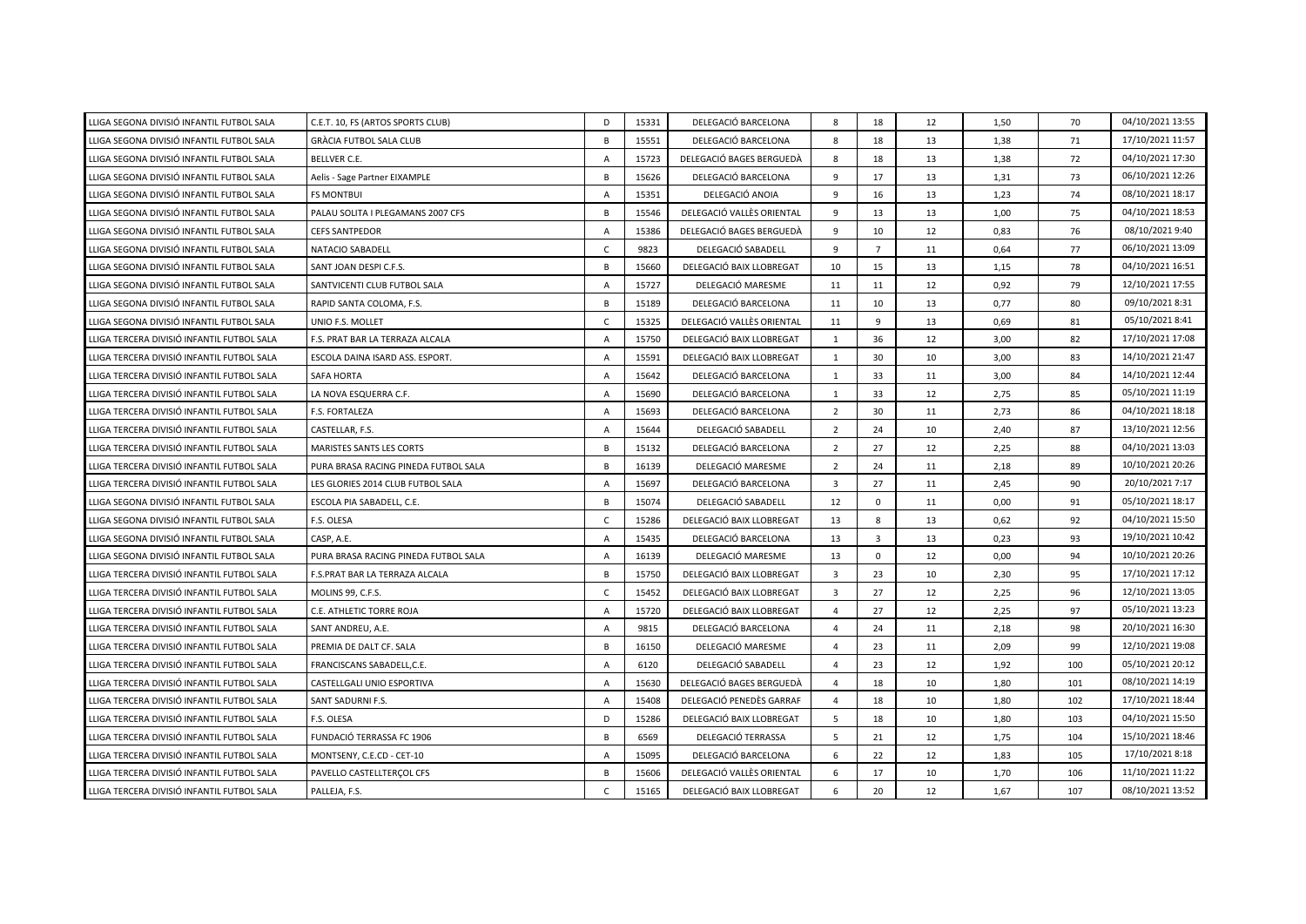| | | | | | | | | | | |
|---|---|---|---|---|---|---|---|---|---|---|
| LLIGA SEGONA DIVISIÓ INFANTIL FUTBOL SALA | C.E.T. 10, FS (ARTOS SPORTS CLUB) | D | 15331 | DELEGACIÓ BARCELONA | 8 | 18 | 12 | 1,50 | 70 | 04/10/2021 13:55 |
| LLIGA SEGONA DIVISIÓ INFANTIL FUTBOL SALA | GRÀCIA FUTBOL SALA CLUB | B | 15551 | DELEGACIÓ BARCELONA | 8 | 18 | 13 | 1,38 | 71 | 17/10/2021 11:57 |
| LLIGA SEGONA DIVISIÓ INFANTIL FUTBOL SALA | BELLVER C.E. | A | 15723 | DELEGACIÓ BAGES BERGUEDÀ | 8 | 18 | 13 | 1,38 | 72 | 04/10/2021 17:30 |
| LLIGA SEGONA DIVISIÓ INFANTIL FUTBOL SALA | Aelis - Sage Partner EIXAMPLE | B | 15626 | DELEGACIÓ BARCELONA | 9 | 17 | 13 | 1,31 | 73 | 06/10/2021 12:26 |
| LLIGA SEGONA DIVISIÓ INFANTIL FUTBOL SALA | FS MONTBUI | A | 15351 | DELEGACIÓ ANOIA | 9 | 16 | 13 | 1,23 | 74 | 08/10/2021 18:17 |
| LLIGA SEGONA DIVISIÓ INFANTIL FUTBOL SALA | PALAU SOLITA I PLEGAMANS 2007 CFS | B | 15546 | DELEGACIÓ VALLÈS ORIENTAL | 9 | 13 | 13 | 1,00 | 75 | 04/10/2021 18:53 |
| LLIGA SEGONA DIVISIÓ INFANTIL FUTBOL SALA | CEFS SANTPEDOR | A | 15386 | DELEGACIÓ BAGES BERGUEDÀ | 9 | 10 | 12 | 0,83 | 76 | 08/10/2021 9:40 |
| LLIGA SEGONA DIVISIÓ INFANTIL FUTBOL SALA | NATACIO SABADELL | C | 9823 | DELEGACIÓ SABADELL | 9 | 7 | 11 | 0,64 | 77 | 06/10/2021 13:09 |
| LLIGA SEGONA DIVISIÓ INFANTIL FUTBOL SALA | SANT JOAN DESPI C.F.S. | B | 15660 | DELEGACIÓ BAIX LLOBREGAT | 10 | 15 | 13 | 1,15 | 78 | 04/10/2021 16:51 |
| LLIGA SEGONA DIVISIÓ INFANTIL FUTBOL SALA | SANTVICENTI CLUB FUTBOL SALA | A | 15727 | DELEGACIÓ MARESME | 11 | 11 | 12 | 0,92 | 79 | 12/10/2021 17:55 |
| LLIGA SEGONA DIVISIÓ INFANTIL FUTBOL SALA | RAPID SANTA COLOMA, F.S. | B | 15189 | DELEGACIÓ BARCELONA | 11 | 10 | 13 | 0,77 | 80 | 09/10/2021 8:31 |
| LLIGA SEGONA DIVISIÓ INFANTIL FUTBOL SALA | UNIO F.S. MOLLET | C | 15325 | DELEGACIÓ VALLÈS ORIENTAL | 11 | 9 | 13 | 0,69 | 81 | 05/10/2021 8:41 |
| LLIGA TERCERA DIVISIÓ INFANTIL FUTBOL SALA | F.S. PRAT BAR LA TERRAZA ALCALA | A | 15750 | DELEGACIÓ BAIX LLOBREGAT | 1 | 36 | 12 | 3,00 | 82 | 17/10/2021 17:08 |
| LLIGA TERCERA DIVISIÓ INFANTIL FUTBOL SALA | ESCOLA DAINA ISARD ASS. ESPORT. | A | 15591 | DELEGACIÓ BAIX LLOBREGAT | 1 | 30 | 10 | 3,00 | 83 | 14/10/2021 21:47 |
| LLIGA TERCERA DIVISIÓ INFANTIL FUTBOL SALA | SAFA HORTA | A | 15642 | DELEGACIÓ BARCELONA | 1 | 33 | 11 | 3,00 | 84 | 14/10/2021 12:44 |
| LLIGA TERCERA DIVISIÓ INFANTIL FUTBOL SALA | LA NOVA ESQUERRA C.F. | A | 15690 | DELEGACIÓ BARCELONA | 1 | 33 | 12 | 2,75 | 85 | 05/10/2021 11:19 |
| LLIGA TERCERA DIVISIÓ INFANTIL FUTBOL SALA | F.S. FORTALEZA | A | 15693 | DELEGACIÓ BARCELONA | 2 | 30 | 11 | 2,73 | 86 | 04/10/2021 18:18 |
| LLIGA TERCERA DIVISIÓ INFANTIL FUTBOL SALA | CASTELLAR, F.S. | A | 15644 | DELEGACIÓ SABADELL | 2 | 24 | 10 | 2,40 | 87 | 13/10/2021 12:56 |
| LLIGA TERCERA DIVISIÓ INFANTIL FUTBOL SALA | MARISTES SANTS LES CORTS | B | 15132 | DELEGACIÓ BARCELONA | 2 | 27 | 12 | 2,25 | 88 | 04/10/2021 13:03 |
| LLIGA TERCERA DIVISIÓ INFANTIL FUTBOL SALA | PURA BRASA RACING PINEDA FUTBOL SALA | B | 16139 | DELEGACIÓ MARESME | 2 | 24 | 11 | 2,18 | 89 | 10/10/2021 20:26 |
| LLIGA TERCERA DIVISIÓ INFANTIL FUTBOL SALA | LES GLORIES 2014 CLUB FUTBOL SALA | A | 15697 | DELEGACIÓ BARCELONA | 3 | 27 | 11 | 2,45 | 90 | 20/10/2021 7:17 |
| LLIGA SEGONA DIVISIÓ INFANTIL FUTBOL SALA | ESCOLA PIA SABADELL, C.E. | B | 15074 | DELEGACIÓ SABADELL | 12 | 0 | 11 | 0,00 | 91 | 05/10/2021 18:17 |
| LLIGA SEGONA DIVISIÓ INFANTIL FUTBOL SALA | F.S. OLESA | C | 15286 | DELEGACIÓ BAIX LLOBREGAT | 13 | 8 | 13 | 0,62 | 92 | 04/10/2021 15:50 |
| LLIGA SEGONA DIVISIÓ INFANTIL FUTBOL SALA | CASP, A.E. | A | 15435 | DELEGACIÓ BARCELONA | 13 | 3 | 13 | 0,23 | 93 | 19/10/2021 10:42 |
| LLIGA SEGONA DIVISIÓ INFANTIL FUTBOL SALA | PURA BRASA RACING PINEDA FUTBOL SALA | A | 16139 | DELEGACIÓ MARESME | 13 | 0 | 12 | 0,00 | 94 | 10/10/2021 20:26 |
| LLIGA TERCERA DIVISIÓ INFANTIL FUTBOL SALA | F.S.PRAT BAR LA TERRAZA ALCALA | B | 15750 | DELEGACIÓ BAIX LLOBREGAT | 3 | 23 | 10 | 2,30 | 95 | 17/10/2021 17:12 |
| LLIGA TERCERA DIVISIÓ INFANTIL FUTBOL SALA | MOLINS 99, C.F.S. | C | 15452 | DELEGACIÓ BAIX LLOBREGAT | 3 | 27 | 12 | 2,25 | 96 | 12/10/2021 13:05 |
| LLIGA TERCERA DIVISIÓ INFANTIL FUTBOL SALA | C.E. ATHLETIC TORRE ROJA | A | 15720 | DELEGACIÓ BAIX LLOBREGAT | 4 | 27 | 12 | 2,25 | 97 | 05/10/2021 13:23 |
| LLIGA TERCERA DIVISIÓ INFANTIL FUTBOL SALA | SANT ANDREU, A.E. | A | 9815 | DELEGACIÓ BARCELONA | 4 | 24 | 11 | 2,18 | 98 | 20/10/2021 16:30 |
| LLIGA TERCERA DIVISIÓ INFANTIL FUTBOL SALA | PREMIA DE DALT CF. SALA | B | 16150 | DELEGACIÓ MARESME | 4 | 23 | 11 | 2,09 | 99 | 12/10/2021 19:08 |
| LLIGA TERCERA DIVISIÓ INFANTIL FUTBOL SALA | FRANCISCANS SABADELL,C.E. | A | 6120 | DELEGACIÓ SABADELL | 4 | 23 | 12 | 1,92 | 100 | 05/10/2021 20:12 |
| LLIGA TERCERA DIVISIÓ INFANTIL FUTBOL SALA | CASTELLGALI UNIO ESPORTIVA | A | 15630 | DELEGACIÓ BAGES BERGUEDÀ | 4 | 18 | 10 | 1,80 | 101 | 08/10/2021 14:19 |
| LLIGA TERCERA DIVISIÓ INFANTIL FUTBOL SALA | SANT SADURNI F.S. | A | 15408 | DELEGACIÓ PENEDÈS GARRAF | 4 | 18 | 10 | 1,80 | 102 | 17/10/2021 18:44 |
| LLIGA TERCERA DIVISIÓ INFANTIL FUTBOL SALA | F.S. OLESA | D | 15286 | DELEGACIÓ BAIX LLOBREGAT | 5 | 18 | 10 | 1,80 | 103 | 04/10/2021 15:50 |
| LLIGA TERCERA DIVISIÓ INFANTIL FUTBOL SALA | FUNDACIÓ TERRASSA FC 1906 | B | 6569 | DELEGACIÓ TERRASSA | 5 | 21 | 12 | 1,75 | 104 | 15/10/2021 18:46 |
| LLIGA TERCERA DIVISIÓ INFANTIL FUTBOL SALA | MONTSENY, C.E.CD - CET-10 | A | 15095 | DELEGACIÓ BARCELONA | 6 | 22 | 12 | 1,83 | 105 | 17/10/2021 8:18 |
| LLIGA TERCERA DIVISIÓ INFANTIL FUTBOL SALA | PAVELLO CASTELLTERÇOL CFS | B | 15606 | DELEGACIÓ VALLÈS ORIENTAL | 6 | 17 | 10 | 1,70 | 106 | 11/10/2021 11:22 |
| LLIGA TERCERA DIVISIÓ INFANTIL FUTBOL SALA | PALLEJA, F.S. | C | 15165 | DELEGACIÓ BAIX LLOBREGAT | 6 | 20 | 12 | 1,67 | 107 | 08/10/2021 13:52 |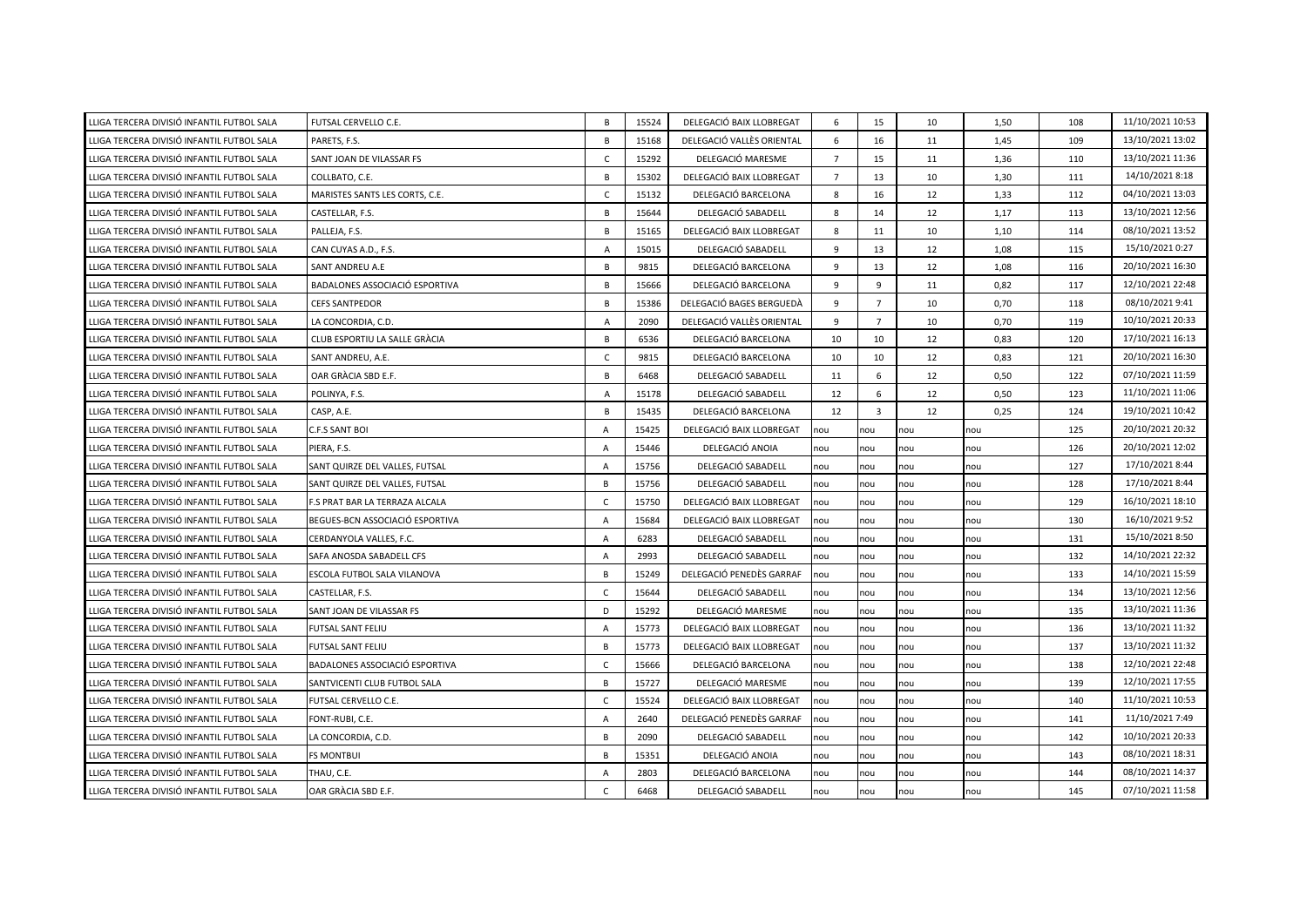| | | | | | | | | | | |
|---|---|---|---|---|---|---|---|---|---|---|
| LLIGA TERCERA DIVISIÓ INFANTIL FUTBOL SALA | FUTSAL CERVELLO C.E. | B | 15524 | DELEGACIÓ BAIX LLOBREGAT | 6 | 15 | 10 | 1,50 | 108 | 11/10/2021 10:53 |
| LLIGA TERCERA DIVISIÓ INFANTIL FUTBOL SALA | PARETS, F.S. | B | 15168 | DELEGACIÓ VALLÈS ORIENTAL | 6 | 16 | 11 | 1,45 | 109 | 13/10/2021 13:02 |
| LLIGA TERCERA DIVISIÓ INFANTIL FUTBOL SALA | SANT JOAN DE VILASSAR FS | C | 15292 | DELEGACIÓ MARESME | 7 | 15 | 11 | 1,36 | 110 | 13/10/2021 11:36 |
| LLIGA TERCERA DIVISIÓ INFANTIL FUTBOL SALA | COLLBATO, C.E. | B | 15302 | DELEGACIÓ BAIX LLOBREGAT | 7 | 13 | 10 | 1,30 | 111 | 14/10/2021 8:18 |
| LLIGA TERCERA DIVISIÓ INFANTIL FUTBOL SALA | MARISTES SANTS LES CORTS, C.E. | C | 15132 | DELEGACIÓ BARCELONA | 8 | 16 | 12 | 1,33 | 112 | 04/10/2021 13:03 |
| LLIGA TERCERA DIVISIÓ INFANTIL FUTBOL SALA | CASTELLAR, F.S. | B | 15644 | DELEGACIÓ SABADELL | 8 | 14 | 12 | 1,17 | 113 | 13/10/2021 12:56 |
| LLIGA TERCERA DIVISIÓ INFANTIL FUTBOL SALA | PALLEJA, F.S. | B | 15165 | DELEGACIÓ BAIX LLOBREGAT | 8 | 11 | 10 | 1,10 | 114 | 08/10/2021 13:52 |
| LLIGA TERCERA DIVISIÓ INFANTIL FUTBOL SALA | CAN CUYAS A.D., F.S. | A | 15015 | DELEGACIÓ SABADELL | 9 | 13 | 12 | 1,08 | 115 | 15/10/2021 0:27 |
| LLIGA TERCERA DIVISIÓ INFANTIL FUTBOL SALA | SANT ANDREU A.E | B | 9815 | DELEGACIÓ BARCELONA | 9 | 13 | 12 | 1,08 | 116 | 20/10/2021 16:30 |
| LLIGA TERCERA DIVISIÓ INFANTIL FUTBOL SALA | BADALONES ASSOCIACIÓ ESPORTIVA | B | 15666 | DELEGACIÓ BARCELONA | 9 | 9 | 11 | 0,82 | 117 | 12/10/2021 22:48 |
| LLIGA TERCERA DIVISIÓ INFANTIL FUTBOL SALA | CEFS SANTPEDOR | B | 15386 | DELEGACIÓ BAGES BERGUEDÀ | 9 | 7 | 10 | 0,70 | 118 | 08/10/2021 9:41 |
| LLIGA TERCERA DIVISIÓ INFANTIL FUTBOL SALA | LA CONCORDIA, C.D. | A | 2090 | DELEGACIÓ VALLÈS ORIENTAL | 9 | 7 | 10 | 0,70 | 119 | 10/10/2021 20:33 |
| LLIGA TERCERA DIVISIÓ INFANTIL FUTBOL SALA | CLUB ESPORTIU LA SALLE GRÀCIA | B | 6536 | DELEGACIÓ BARCELONA | 10 | 10 | 12 | 0,83 | 120 | 17/10/2021 16:13 |
| LLIGA TERCERA DIVISIÓ INFANTIL FUTBOL SALA | SANT ANDREU, A.E. | C | 9815 | DELEGACIÓ BARCELONA | 10 | 10 | 12 | 0,83 | 121 | 20/10/2021 16:30 |
| LLIGA TERCERA DIVISIÓ INFANTIL FUTBOL SALA | OAR GRÀCIA SBD E.F. | B | 6468 | DELEGACIÓ SABADELL | 11 | 6 | 12 | 0,50 | 122 | 07/10/2021 11:59 |
| LLIGA TERCERA DIVISIÓ INFANTIL FUTBOL SALA | POLINYA, F.S. | A | 15178 | DELEGACIÓ SABADELL | 12 | 6 | 12 | 0,50 | 123 | 11/10/2021 11:06 |
| LLIGA TERCERA DIVISIÓ INFANTIL FUTBOL SALA | CASP, A.E. | B | 15435 | DELEGACIÓ BARCELONA | 12 | 3 | 12 | 0,25 | 124 | 19/10/2021 10:42 |
| LLIGA TERCERA DIVISIÓ INFANTIL FUTBOL SALA | C.F.S SANT BOI | A | 15425 | DELEGACIÓ BAIX LLOBREGAT | nou | nou | nou | nou | 125 | 20/10/2021 20:32 |
| LLIGA TERCERA DIVISIÓ INFANTIL FUTBOL SALA | PIERA, F.S. | A | 15446 | DELEGACIÓ ANOIA | nou | nou | nou | nou | 126 | 20/10/2021 12:02 |
| LLIGA TERCERA DIVISIÓ INFANTIL FUTBOL SALA | SANT QUIRZE DEL VALLES, FUTSAL | A | 15756 | DELEGACIÓ SABADELL | nou | nou | nou | nou | 127 | 17/10/2021 8:44 |
| LLIGA TERCERA DIVISIÓ INFANTIL FUTBOL SALA | SANT QUIRZE DEL VALLES, FUTSAL | B | 15756 | DELEGACIÓ SABADELL | nou | nou | nou | nou | 128 | 17/10/2021 8:44 |
| LLIGA TERCERA DIVISIÓ INFANTIL FUTBOL SALA | F.S PRAT BAR LA TERRAZA ALCALA | C | 15750 | DELEGACIÓ BAIX LLOBREGAT | nou | nou | nou | nou | 129 | 16/10/2021 18:10 |
| LLIGA TERCERA DIVISIÓ INFANTIL FUTBOL SALA | BEGUES-BCN ASSOCIACIÓ ESPORTIVA | A | 15684 | DELEGACIÓ BAIX LLOBREGAT | nou | nou | nou | nou | 130 | 16/10/2021 9:52 |
| LLIGA TERCERA DIVISIÓ INFANTIL FUTBOL SALA | CERDANYOLA VALLES, F.C. | A | 6283 | DELEGACIÓ SABADELL | nou | nou | nou | nou | 131 | 15/10/2021 8:50 |
| LLIGA TERCERA DIVISIÓ INFANTIL FUTBOL SALA | SAFA ANOSDA SABADELL CFS | A | 2993 | DELEGACIÓ SABADELL | nou | nou | nou | nou | 132 | 14/10/2021 22:32 |
| LLIGA TERCERA DIVISIÓ INFANTIL FUTBOL SALA | ESCOLA FUTBOL SALA VILANOVA | B | 15249 | DELEGACIÓ PENEDÈS GARRAF | nou | nou | nou | nou | 133 | 14/10/2021 15:59 |
| LLIGA TERCERA DIVISIÓ INFANTIL FUTBOL SALA | CASTELLAR, F.S. | C | 15644 | DELEGACIÓ SABADELL | nou | nou | nou | nou | 134 | 13/10/2021 12:56 |
| LLIGA TERCERA DIVISIÓ INFANTIL FUTBOL SALA | SANT JOAN DE VILASSAR FS | D | 15292 | DELEGACIÓ MARESME | nou | nou | nou | nou | 135 | 13/10/2021 11:36 |
| LLIGA TERCERA DIVISIÓ INFANTIL FUTBOL SALA | FUTSAL SANT FELIU | A | 15773 | DELEGACIÓ BAIX LLOBREGAT | nou | nou | nou | nou | 136 | 13/10/2021 11:32 |
| LLIGA TERCERA DIVISIÓ INFANTIL FUTBOL SALA | FUTSAL SANT FELIU | B | 15773 | DELEGACIÓ BAIX LLOBREGAT | nou | nou | nou | nou | 137 | 13/10/2021 11:32 |
| LLIGA TERCERA DIVISIÓ INFANTIL FUTBOL SALA | BADALONES ASSOCIACIÓ ESPORTIVA | C | 15666 | DELEGACIÓ BARCELONA | nou | nou | nou | nou | 138 | 12/10/2021 22:48 |
| LLIGA TERCERA DIVISIÓ INFANTIL FUTBOL SALA | SANTVICENTI CLUB FUTBOL SALA | B | 15727 | DELEGACIÓ MARESME | nou | nou | nou | nou | 139 | 12/10/2021 17:55 |
| LLIGA TERCERA DIVISIÓ INFANTIL FUTBOL SALA | FUTSAL CERVELLO C.E. | C | 15524 | DELEGACIÓ BAIX LLOBREGAT | nou | nou | nou | nou | 140 | 11/10/2021 10:53 |
| LLIGA TERCERA DIVISIÓ INFANTIL FUTBOL SALA | FONT-RUBI, C.E. | A | 2640 | DELEGACIÓ PENEDÈS GARRAF | nou | nou | nou | nou | 141 | 11/10/2021 7:49 |
| LLIGA TERCERA DIVISIÓ INFANTIL FUTBOL SALA | LA CONCORDIA, C.D. | B | 2090 | DELEGACIÓ SABADELL | nou | nou | nou | nou | 142 | 10/10/2021 20:33 |
| LLIGA TERCERA DIVISIÓ INFANTIL FUTBOL SALA | FS MONTBUI | B | 15351 | DELEGACIÓ ANOIA | nou | nou | nou | nou | 143 | 08/10/2021 18:31 |
| LLIGA TERCERA DIVISIÓ INFANTIL FUTBOL SALA | THAU, C.E. | A | 2803 | DELEGACIÓ BARCELONA | nou | nou | nou | nou | 144 | 08/10/2021 14:37 |
| LLIGA TERCERA DIVISIÓ INFANTIL FUTBOL SALA | OAR GRÀCIA SBD E.F. | C | 6468 | DELEGACIÓ SABADELL | nou | nou | nou | nou | 145 | 07/10/2021 11:58 |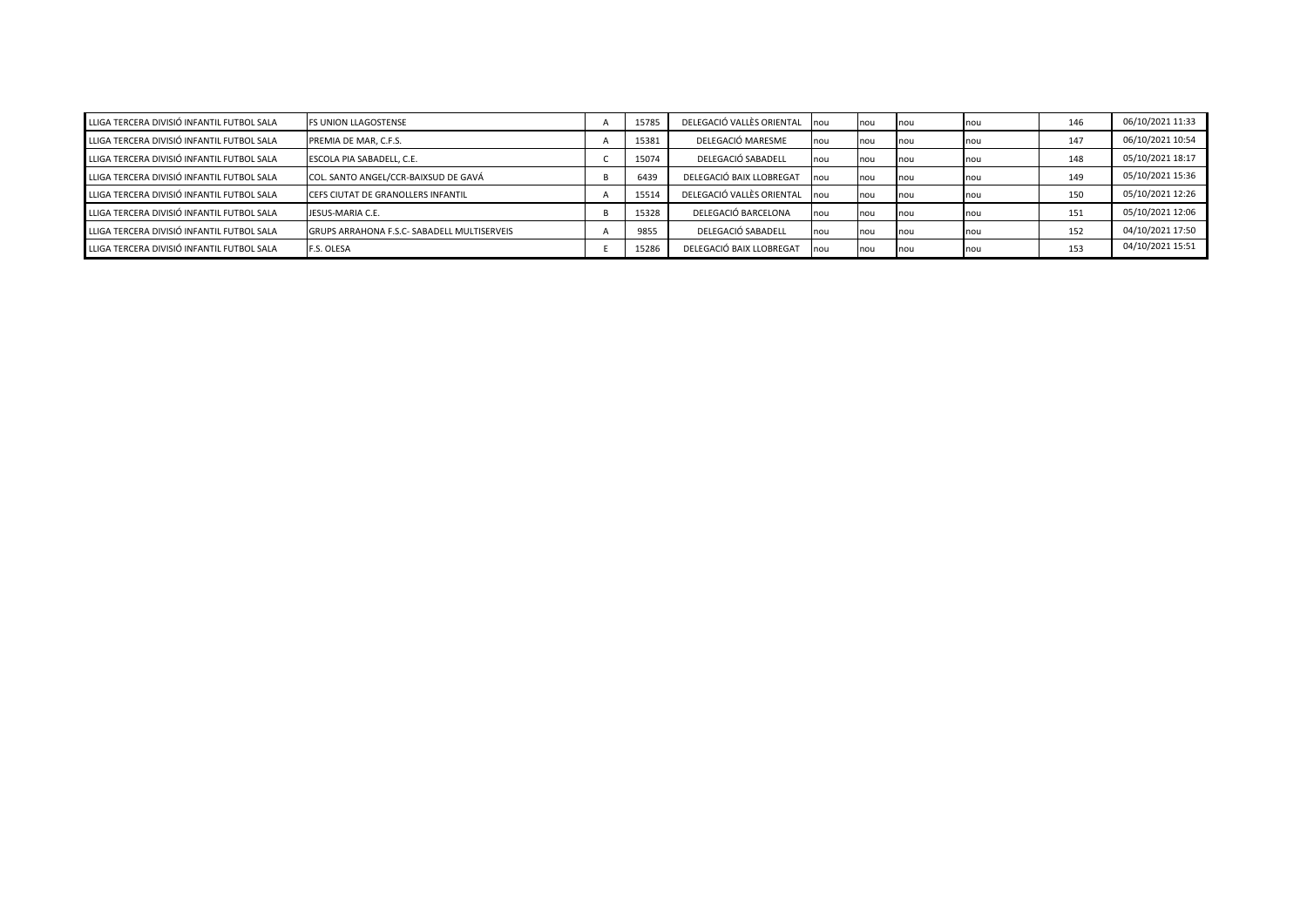| | | | | | | | | | | |
|---|---|---|---|---|---|---|---|---|---|---|
| LLIGA TERCERA DIVISIÓ INFANTIL FUTBOL SALA | FS UNION LLAGOSTENSE | A | 15785 | DELEGACIÓ VALLÈS ORIENTAL | nou | nou | nou | nou | 146 | 06/10/2021 11:33 |
| LLIGA TERCERA DIVISIÓ INFANTIL FUTBOL SALA | PREMIA DE MAR, C.F.S. | A | 15381 | DELEGACIÓ MARESME | nou | nou | nou | nou | 147 | 06/10/2021 10:54 |
| LLIGA TERCERA DIVISIÓ INFANTIL FUTBOL SALA | ESCOLA PIA SABADELL, C.E. | C | 15074 | DELEGACIÓ SABADELL | nou | nou | nou | nou | 148 | 05/10/2021 18:17 |
| LLIGA TERCERA DIVISIÓ INFANTIL FUTBOL SALA | COL. SANTO ANGEL/CCR-BAIXSUD DE GAVÁ | B | 6439 | DELEGACIÓ BAIX LLOBREGAT | nou | nou | nou | nou | 149 | 05/10/2021 15:36 |
| LLIGA TERCERA DIVISIÓ INFANTIL FUTBOL SALA | CEFS CIUTAT DE GRANOLLERS INFANTIL | A | 15514 | DELEGACIÓ VALLÈS ORIENTAL | nou | nou | nou | nou | 150 | 05/10/2021 12:26 |
| LLIGA TERCERA DIVISIÓ INFANTIL FUTBOL SALA | JESUS-MARIA C.E. | B | 15328 | DELEGACIÓ BARCELONA | nou | nou | nou | nou | 151 | 05/10/2021 12:06 |
| LLIGA TERCERA DIVISIÓ INFANTIL FUTBOL SALA | GRUPS ARRAHONA F.S.C- SABADELL MULTISERVEIS | A | 9855 | DELEGACIÓ SABADELL | nou | nou | nou | nou | 152 | 04/10/2021 17:50 |
| LLIGA TERCERA DIVISIÓ INFANTIL FUTBOL SALA | F.S. OLESA | E | 15286 | DELEGACIÓ BAIX LLOBREGAT | nou | nou | nou | nou | 153 | 04/10/2021 15:51 |